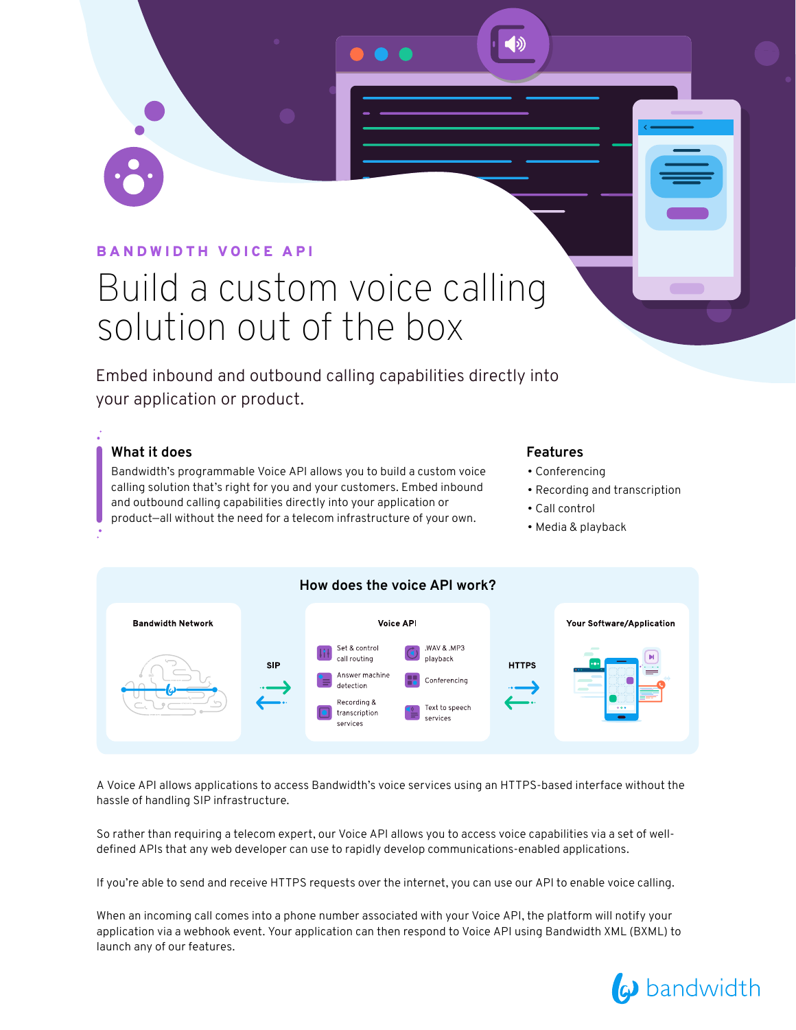BANDWIDTH VOICE API

# Build a custom voice calling solution out of the box

Embed inbound and outbound calling capabilities directly into your application or product.

### What it does

Bandwidth's programmable Voice API allows you to build a custom voice calling solution that's right for you and your customers. Embed inbound and outbound calling capabilities directly into your application or product—all without the need for a telecom infrastructure of your own.

### Features

- Conferencing
- Recording and transcription
- Call control
- Media & playback

### How does the voice API work?

**Bandwidth Network** — SIP — **Voice API** — HTTPS — **Your Software/Application**

Voice API:
- Set & control call routing
- Answer machine detection
- Recording & transcription services
- .WAV & .MP3 playback
- Conferencing
- Text to speech services

A Voice API allows applications to access Bandwidth's voice services using an HTTPS-based interface without the hassle of handling SIP infrastructure.

So rather than requiring a telecom expert, our Voice API allows you to access voice capabilities via a set of well-defined APIs that any web developer can use to rapidly develop communications-enabled applications.

If you're able to send and receive HTTPS requests over the internet, you can use our API to enable voice calling.

When an incoming call comes into a phone number associated with your Voice API, the platform will notify your application via a webhook event. Your application can then respond to Voice API using Bandwidth XML (BXML) to launch any of our features.

bandwidth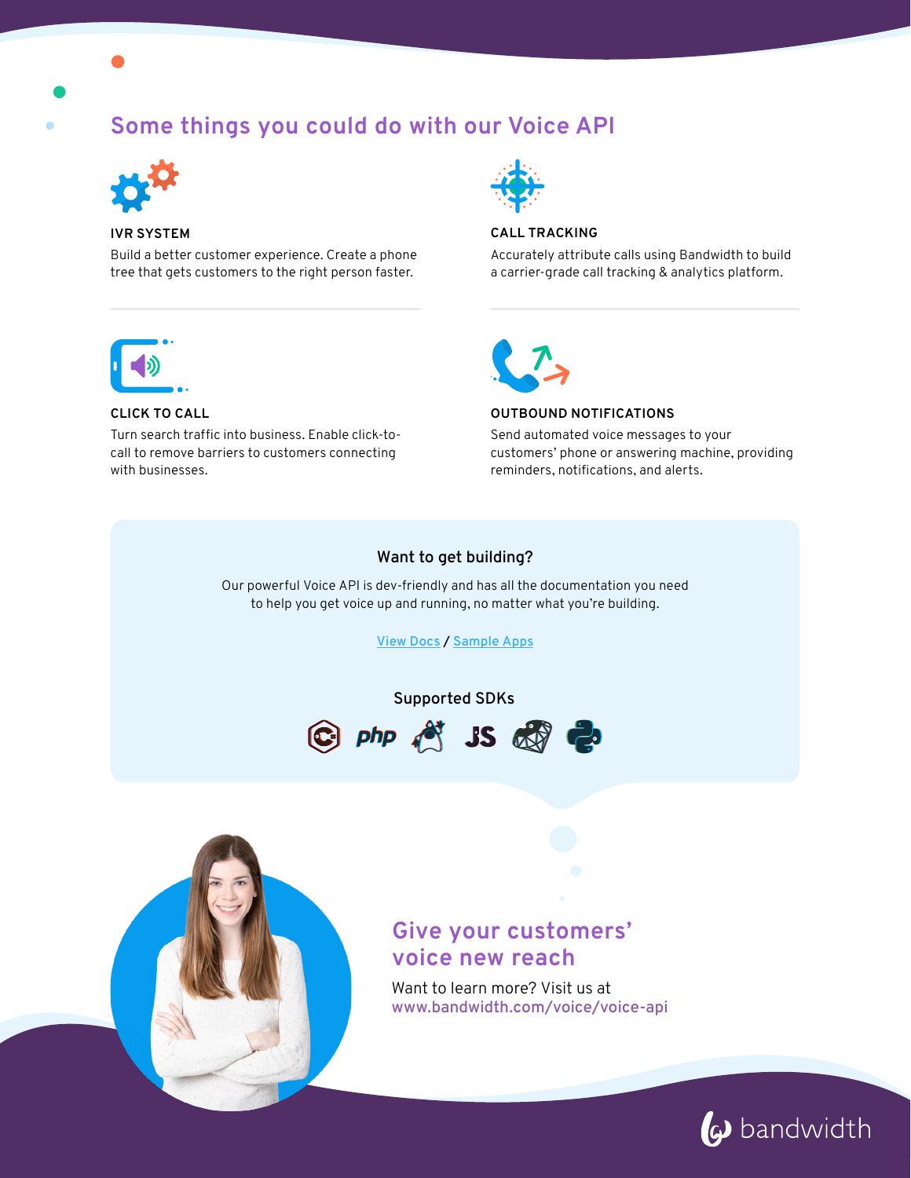## Some things you could do with our Voice API

### IVR SYSTEM

Build a better customer experience. Create a phone tree that gets customers to the right person faster.

### CALL TRACKING

Accurately attribute calls using Bandwidth to build a carrier-grade call tracking & analytics platform.

### CLICK TO CALL

Turn search traffic into business. Enable click-to-call to remove barriers to customers connecting with businesses.

### OUTBOUND NOTIFICATIONS

Send automated voice messages to your customers' phone or answering machine, providing reminders, notifications, and alerts.

### Want to get building?

Our powerful Voice API is dev-friendly and has all the documentation you need to help you get voice up and running, no matter what you're building.

View Docs / Sample Apps

**Supported SDKs**

## Give your customers' voice new reach

Want to learn more? Visit us at
www.bandwidth.com/voice/voice-api

bandwidth